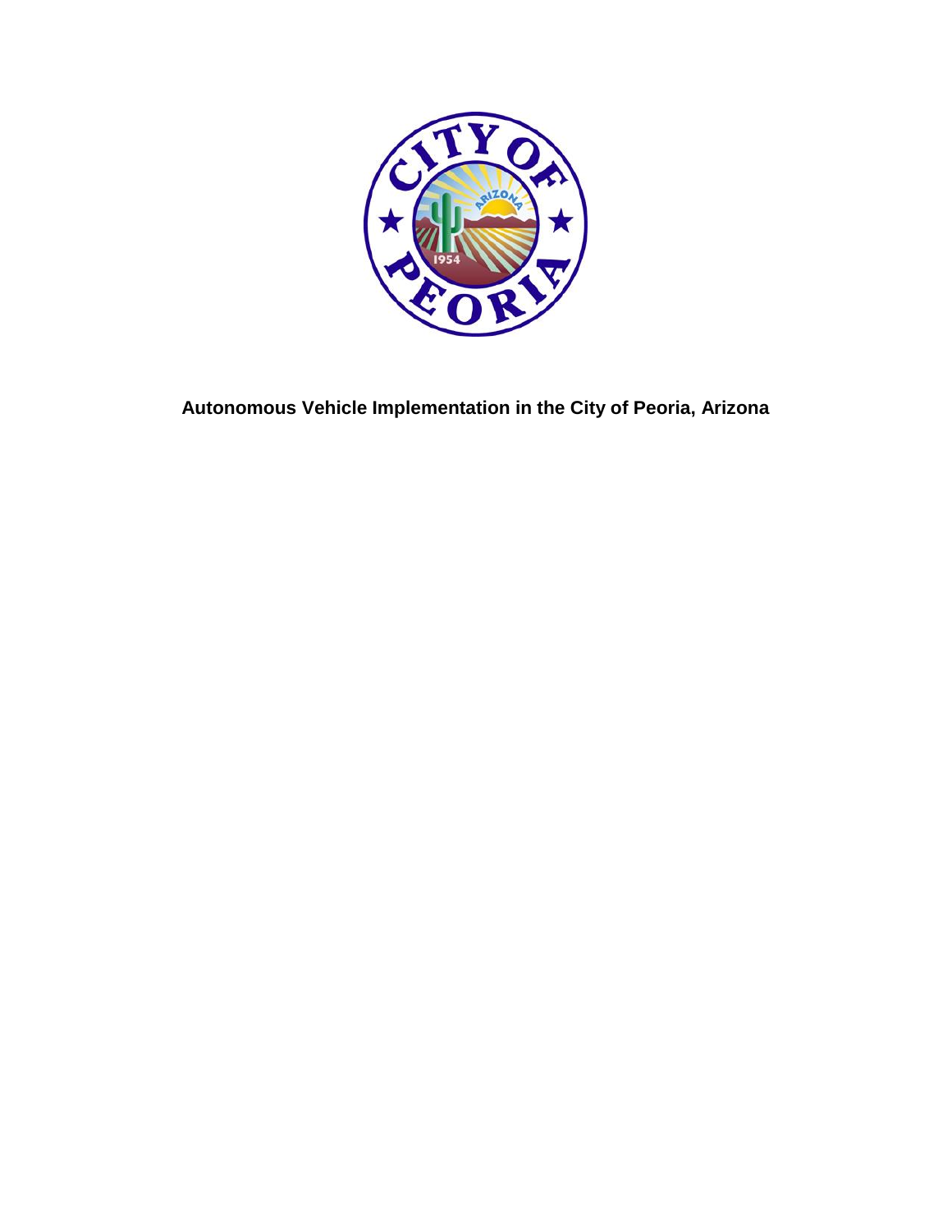# Autonomous Vehicle Implementation in the City of Peoria, Arizona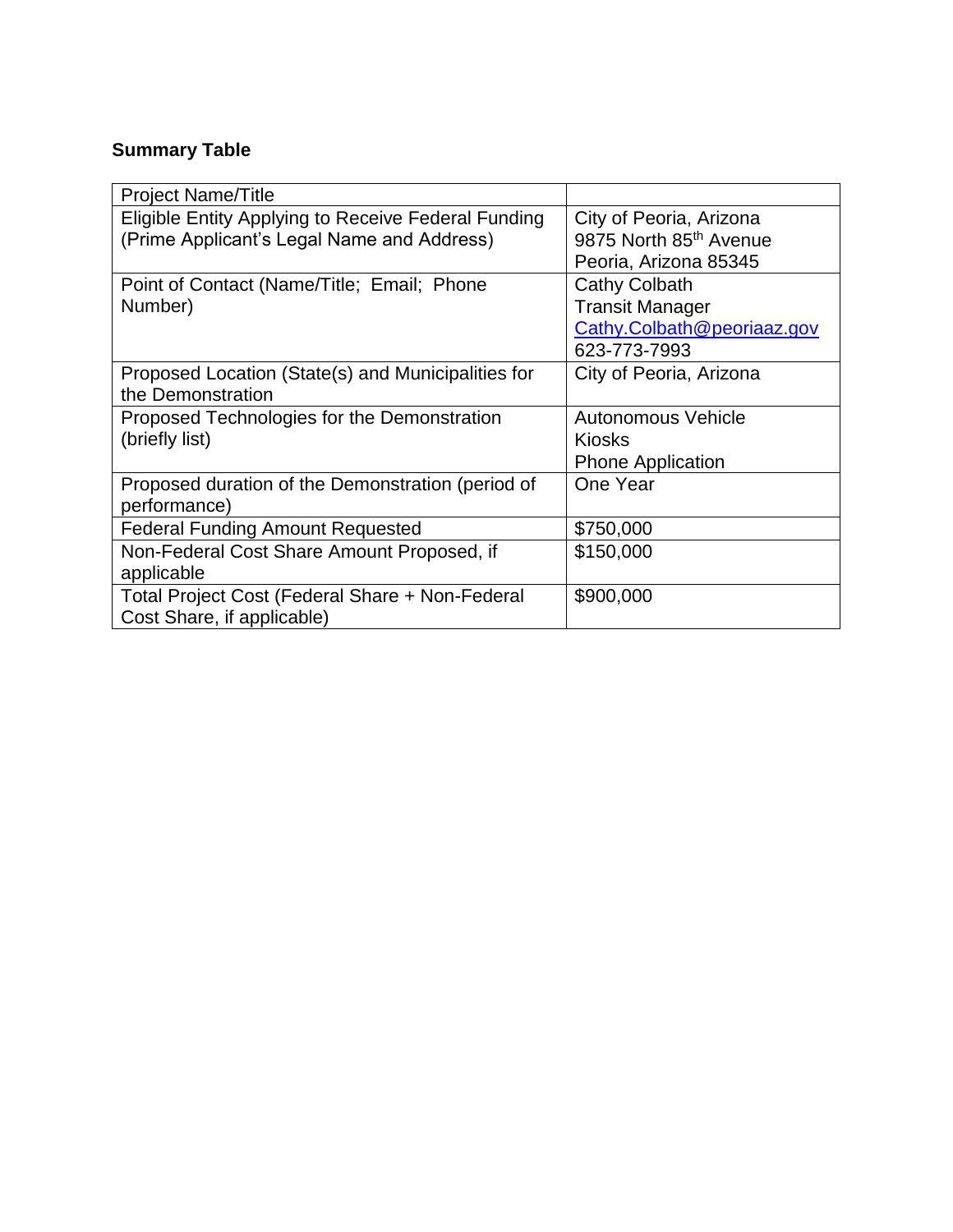**Summary Table**

| Project Name/Title | |
|---|---|
| Eligible Entity Applying to Receive Federal Funding (Prime Applicant's Legal Name and Address) | City of Peoria, Arizona<br>9875 North 85th Avenue<br>Peoria, Arizona 85345 |
| Point of Contact (Name/Title; Email; Phone Number) | Cathy Colbath<br>Transit Manager<br>Cathy.Colbath@peoriaaz.gov<br>623-773-7993 |
| Proposed Location (State(s) and Municipalities for the Demonstration | City of Peoria, Arizona |
| Proposed Technologies for the Demonstration (briefly list) | Autonomous Vehicle<br>Kiosks<br>Phone Application |
| Proposed duration of the Demonstration (period of performance) | One Year |
| Federal Funding Amount Requested | $750,000 |
| Non-Federal Cost Share Amount Proposed, if applicable | $150,000 |
| Total Project Cost (Federal Share + Non-Federal Cost Share, if applicable) | $900,000 |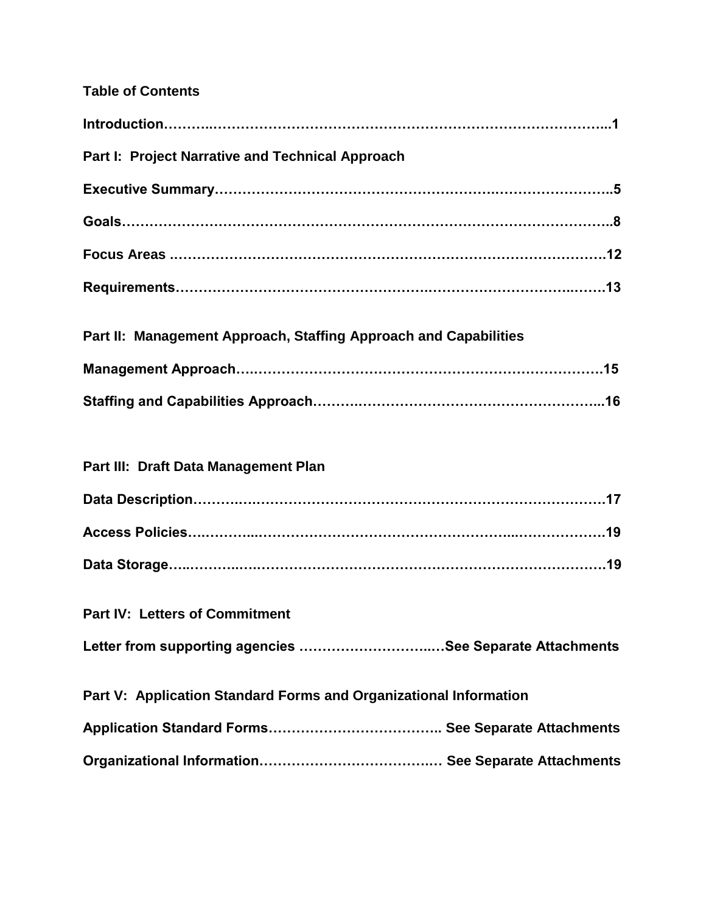**Table of Contents**

**Introduction………..……………………………………………………………………...1**

**Part I: Project Narrative and Technical Approach**

**Executive Summary………………………………………….……….………………….5**

**Goals………………………………………………………………………………………..8**

**Focus Areas .……………………………………………………………………………12**

**Requirements……………………………………….……………………………..……13**

**Part II: Management Approach, Staffing Approach and Capabilities**

**Management Approach….……………………………………………….………………15**

**Staffing and Capabilities Approach……….……………………………………………...16**

**Part III: Draft Data Management Plan**

**Data Description……….……………………………………………………………………17**

**Access Policies….………...……………………………………………...………………19**

**Data Storage…..………..……………………………………………………………………19**

**Part IV: Letters of Commitment**

**Letter from supporting agencies ………………………….…See Separate Attachments**

**Part V: Application Standard Forms and Organizational Information**

**Application Standard Forms……………………………….. See Separate Attachments**

**Organizational Information…………………………….…. See Separate Attachments**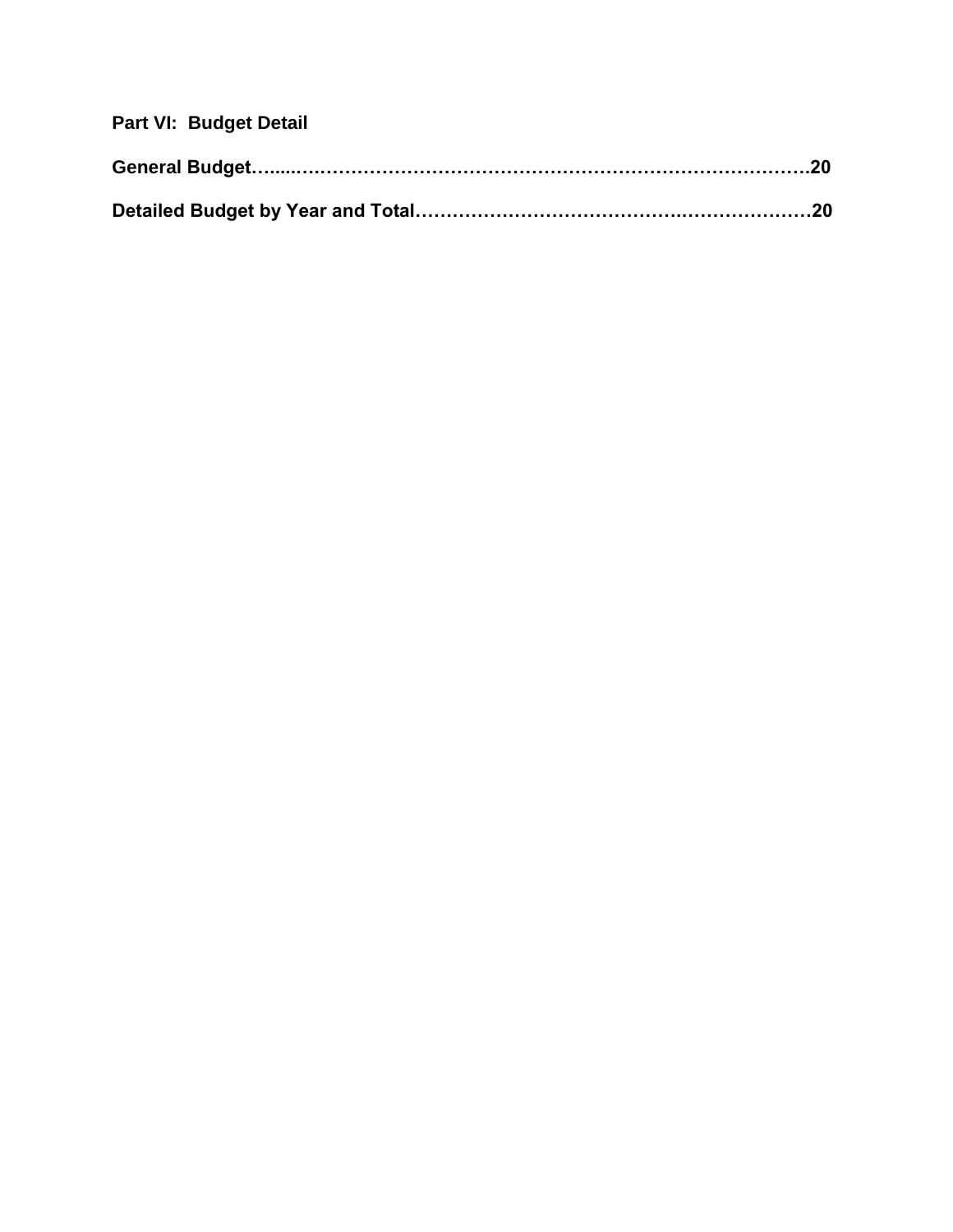**Part VI: Budget Detail**

**General Budget…......……………………………………………………………………………20**

**Detailed Budget by Year and Total………………………………………..…………………20**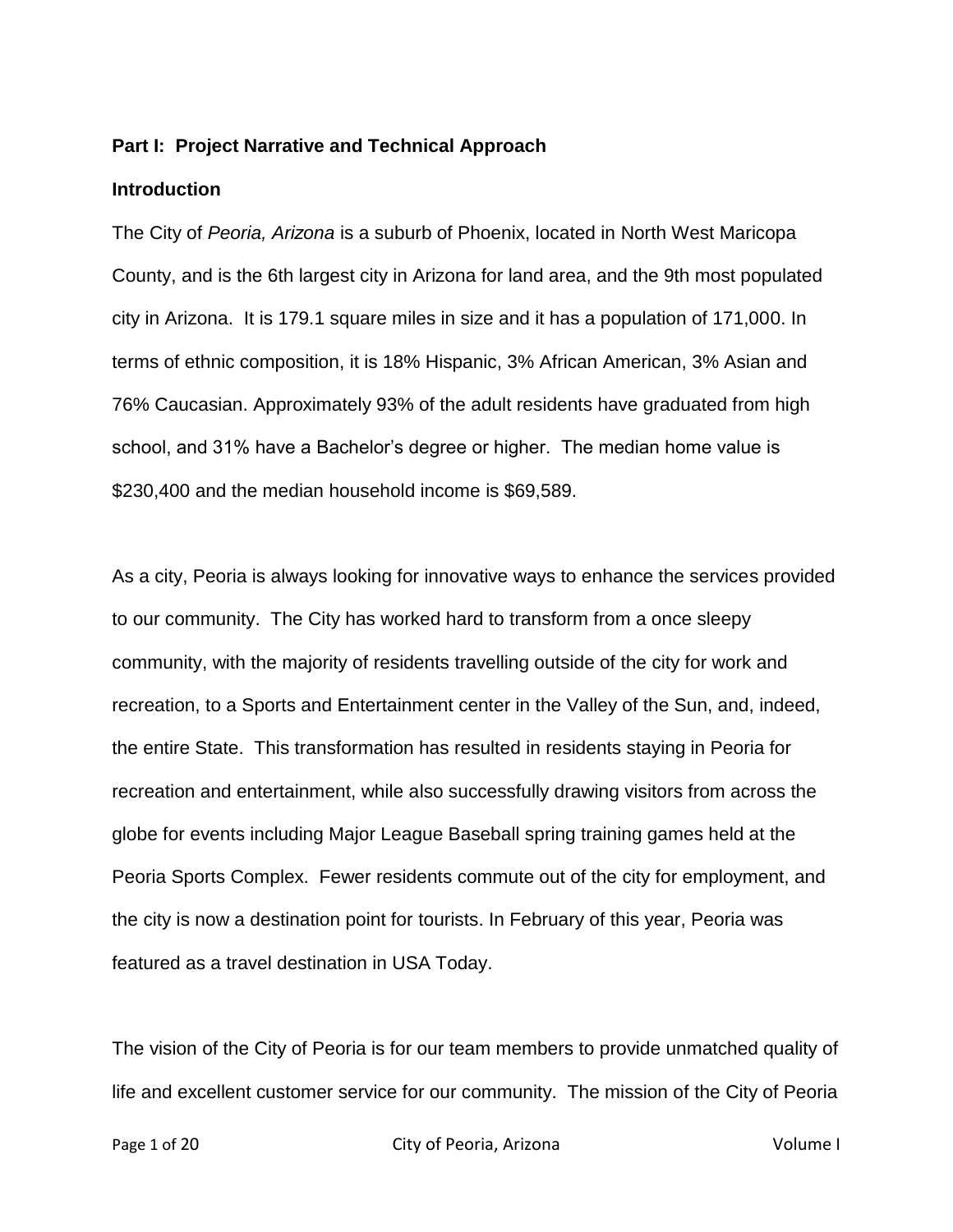**Part I: Project Narrative and Technical Approach**

**Introduction**

The City of *Peoria, Arizona* is a suburb of Phoenix, located in North West Maricopa County, and is the 6th largest city in Arizona for land area, and the 9th most populated city in Arizona. It is 179.1 square miles in size and it has a population of 171,000. In terms of ethnic composition, it is 18% Hispanic, 3% African American, 3% Asian and 76% Caucasian. Approximately 93% of the adult residents have graduated from high school, and 31% have a Bachelor's degree or higher. The median home value is $230,400 and the median household income is $69,589.

As a city, Peoria is always looking for innovative ways to enhance the services provided to our community. The City has worked hard to transform from a once sleepy community, with the majority of residents travelling outside of the city for work and recreation, to a Sports and Entertainment center in the Valley of the Sun, and, indeed, the entire State. This transformation has resulted in residents staying in Peoria for recreation and entertainment, while also successfully drawing visitors from across the globe for events including Major League Baseball spring training games held at the Peoria Sports Complex. Fewer residents commute out of the city for employment, and the city is now a destination point for tourists. In February of this year, Peoria was featured as a travel destination in USA Today.

The vision of the City of Peoria is for our team members to provide unmatched quality of life and excellent customer service for our community. The mission of the City of Peoria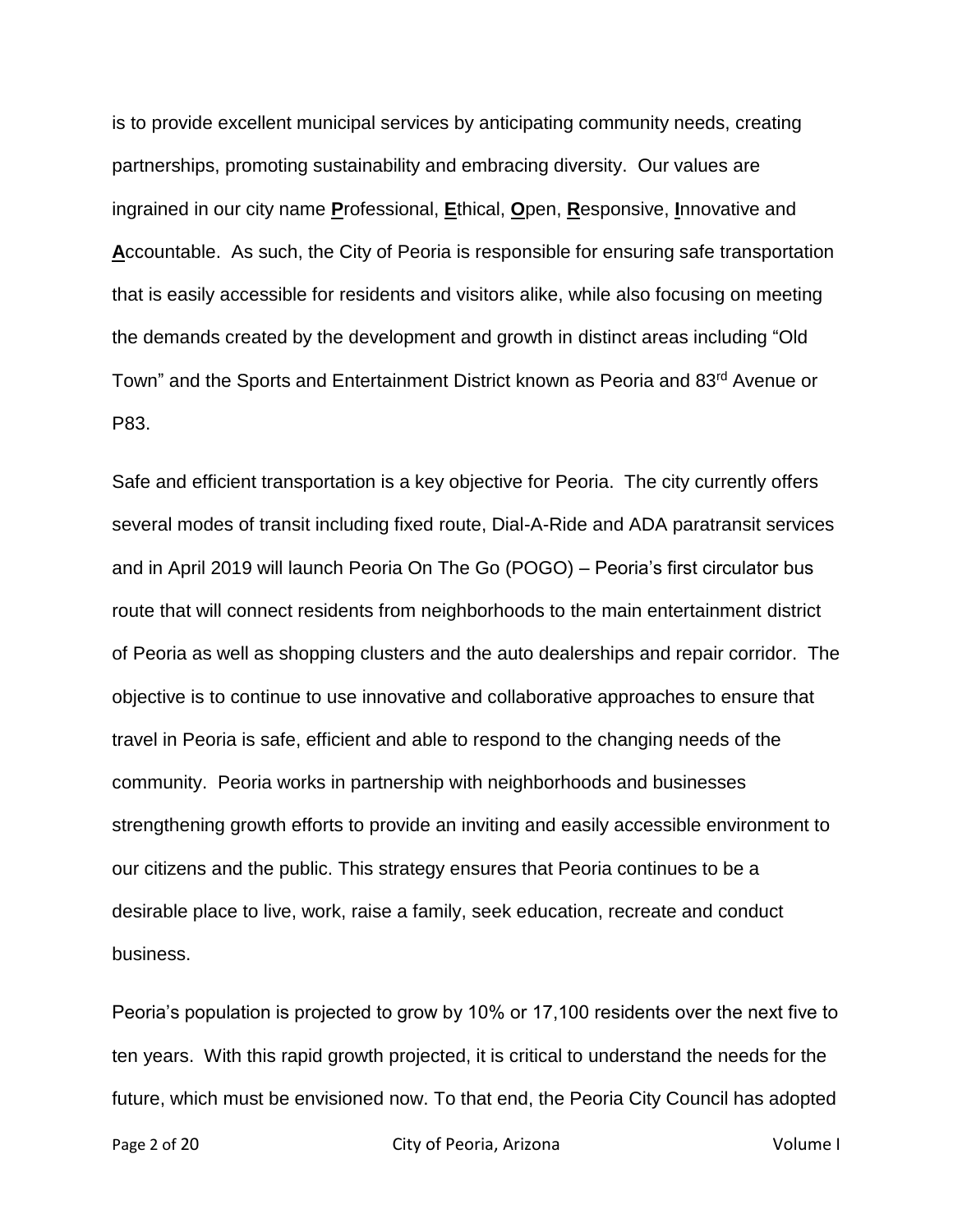is to provide excellent municipal services by anticipating community needs, creating partnerships, promoting sustainability and embracing diversity. Our values are ingrained in our city name **P**rofessional, **E**thical, **O**pen, **R**esponsive, **I**nnovative and **A**ccountable. As such, the City of Peoria is responsible for ensuring safe transportation that is easily accessible for residents and visitors alike, while also focusing on meeting the demands created by the development and growth in distinct areas including "Old Town" and the Sports and Entertainment District known as Peoria and 83rd Avenue or P83.

Safe and efficient transportation is a key objective for Peoria. The city currently offers several modes of transit including fixed route, Dial-A-Ride and ADA paratransit services and in April 2019 will launch Peoria On The Go (POGO) – Peoria's first circulator bus route that will connect residents from neighborhoods to the main entertainment district of Peoria as well as shopping clusters and the auto dealerships and repair corridor. The objective is to continue to use innovative and collaborative approaches to ensure that travel in Peoria is safe, efficient and able to respond to the changing needs of the community. Peoria works in partnership with neighborhoods and businesses strengthening growth efforts to provide an inviting and easily accessible environment to our citizens and the public. This strategy ensures that Peoria continues to be a desirable place to live, work, raise a family, seek education, recreate and conduct business.

Peoria's population is projected to grow by 10% or 17,100 residents over the next five to ten years. With this rapid growth projected, it is critical to understand the needs for the future, which must be envisioned now. To that end, the Peoria City Council has adopted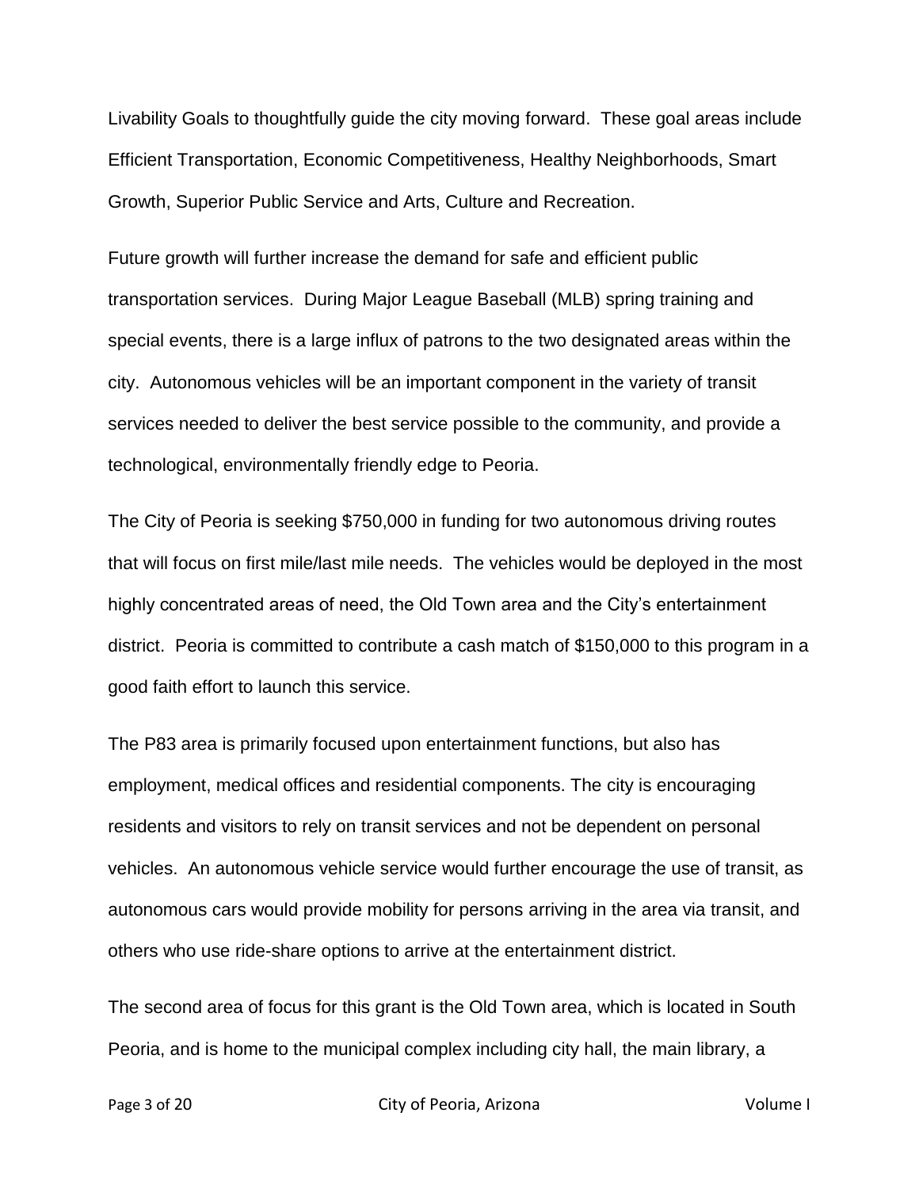Livability Goals to thoughtfully guide the city moving forward. These goal areas include Efficient Transportation, Economic Competitiveness, Healthy Neighborhoods, Smart Growth, Superior Public Service and Arts, Culture and Recreation.

Future growth will further increase the demand for safe and efficient public transportation services. During Major League Baseball (MLB) spring training and special events, there is a large influx of patrons to the two designated areas within the city. Autonomous vehicles will be an important component in the variety of transit services needed to deliver the best service possible to the community, and provide a technological, environmentally friendly edge to Peoria.

The City of Peoria is seeking $750,000 in funding for two autonomous driving routes that will focus on first mile/last mile needs. The vehicles would be deployed in the most highly concentrated areas of need, the Old Town area and the City's entertainment district. Peoria is committed to contribute a cash match of $150,000 to this program in a good faith effort to launch this service.

The P83 area is primarily focused upon entertainment functions, but also has employment, medical offices and residential components. The city is encouraging residents and visitors to rely on transit services and not be dependent on personal vehicles. An autonomous vehicle service would further encourage the use of transit, as autonomous cars would provide mobility for persons arriving in the area via transit, and others who use ride-share options to arrive at the entertainment district.

The second area of focus for this grant is the Old Town area, which is located in South Peoria, and is home to the municipal complex including city hall, the main library, a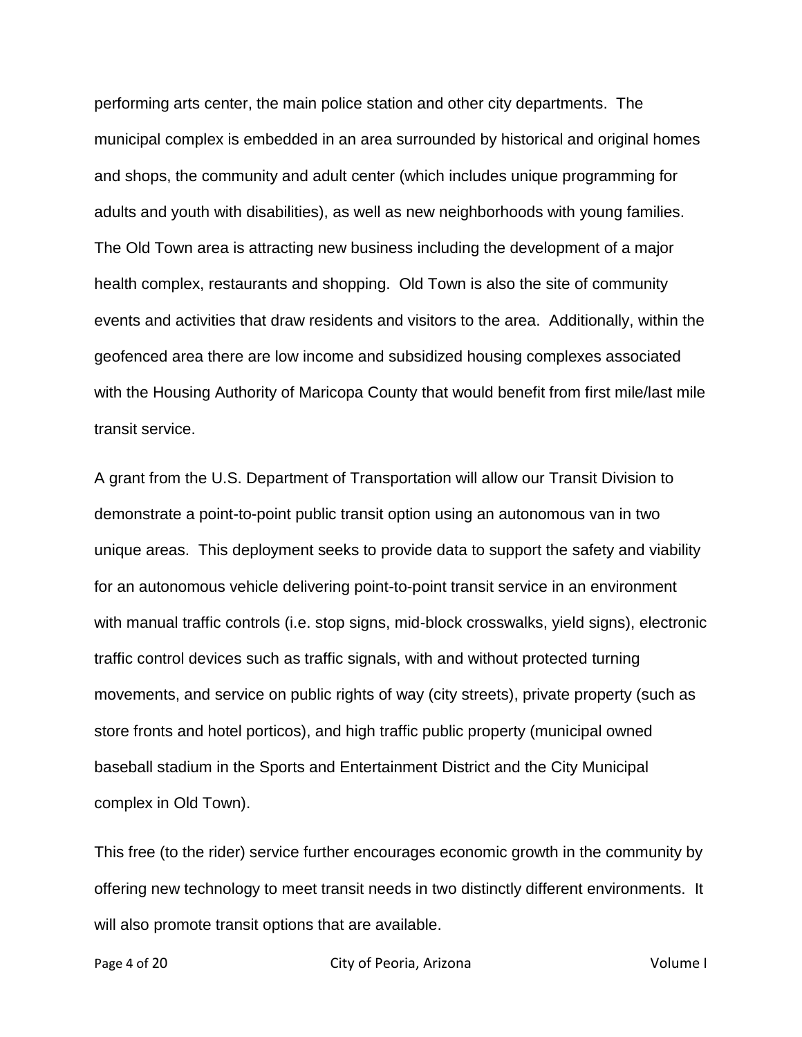performing arts center, the main police station and other city departments. The municipal complex is embedded in an area surrounded by historical and original homes and shops, the community and adult center (which includes unique programming for adults and youth with disabilities), as well as new neighborhoods with young families. The Old Town area is attracting new business including the development of a major health complex, restaurants and shopping. Old Town is also the site of community events and activities that draw residents and visitors to the area. Additionally, within the geofenced area there are low income and subsidized housing complexes associated with the Housing Authority of Maricopa County that would benefit from first mile/last mile transit service.

A grant from the U.S. Department of Transportation will allow our Transit Division to demonstrate a point-to-point public transit option using an autonomous van in two unique areas. This deployment seeks to provide data to support the safety and viability for an autonomous vehicle delivering point-to-point transit service in an environment with manual traffic controls (i.e. stop signs, mid-block crosswalks, yield signs), electronic traffic control devices such as traffic signals, with and without protected turning movements, and service on public rights of way (city streets), private property (such as store fronts and hotel porticos), and high traffic public property (municipal owned baseball stadium in the Sports and Entertainment District and the City Municipal complex in Old Town).

This free (to the rider) service further encourages economic growth in the community by offering new technology to meet transit needs in two distinctly different environments. It will also promote transit options that are available.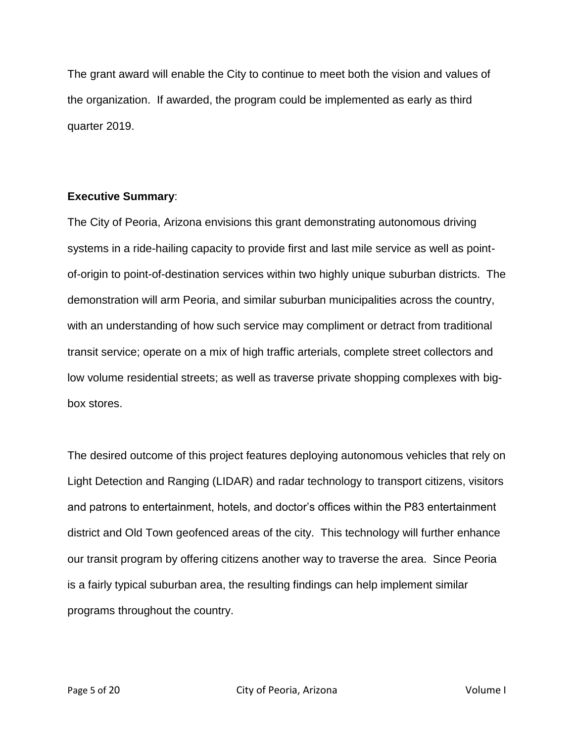The grant award will enable the City to continue to meet both the vision and values of the organization. If awarded, the program could be implemented as early as third quarter 2019.

**Executive Summary**:

The City of Peoria, Arizona envisions this grant demonstrating autonomous driving systems in a ride-hailing capacity to provide first and last mile service as well as point-of-origin to point-of-destination services within two highly unique suburban districts. The demonstration will arm Peoria, and similar suburban municipalities across the country, with an understanding of how such service may compliment or detract from traditional transit service; operate on a mix of high traffic arterials, complete street collectors and low volume residential streets; as well as traverse private shopping complexes with big-box stores.

The desired outcome of this project features deploying autonomous vehicles that rely on Light Detection and Ranging (LIDAR) and radar technology to transport citizens, visitors and patrons to entertainment, hotels, and doctor's offices within the P83 entertainment district and Old Town geofenced areas of the city. This technology will further enhance our transit program by offering citizens another way to traverse the area. Since Peoria is a fairly typical suburban area, the resulting findings can help implement similar programs throughout the country.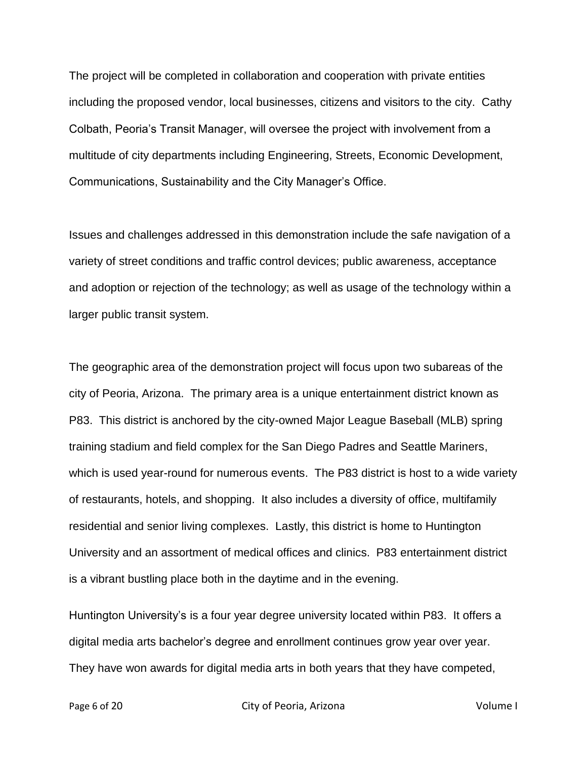The project will be completed in collaboration and cooperation with private entities including the proposed vendor, local businesses, citizens and visitors to the city. Cathy Colbath, Peoria's Transit Manager, will oversee the project with involvement from a multitude of city departments including Engineering, Streets, Economic Development, Communications, Sustainability and the City Manager's Office.

Issues and challenges addressed in this demonstration include the safe navigation of a variety of street conditions and traffic control devices; public awareness, acceptance and adoption or rejection of the technology; as well as usage of the technology within a larger public transit system.

The geographic area of the demonstration project will focus upon two subareas of the city of Peoria, Arizona. The primary area is a unique entertainment district known as P83. This district is anchored by the city-owned Major League Baseball (MLB) spring training stadium and field complex for the San Diego Padres and Seattle Mariners, which is used year-round for numerous events. The P83 district is host to a wide variety of restaurants, hotels, and shopping. It also includes a diversity of office, multifamily residential and senior living complexes. Lastly, this district is home to Huntington University and an assortment of medical offices and clinics. P83 entertainment district is a vibrant bustling place both in the daytime and in the evening.

Huntington University's is a four year degree university located within P83. It offers a digital media arts bachelor's degree and enrollment continues grow year over year. They have won awards for digital media arts in both years that they have competed,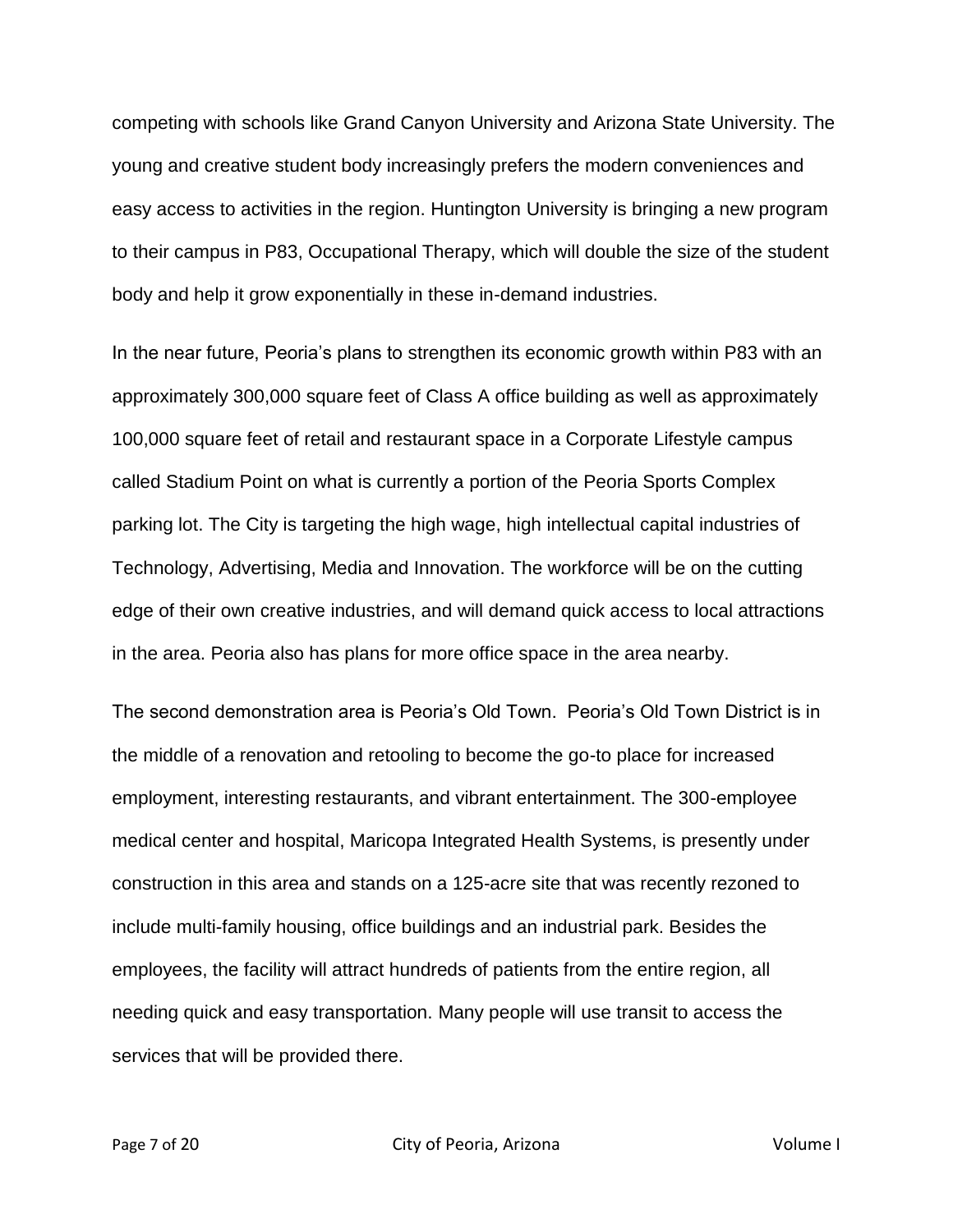competing with schools like Grand Canyon University and Arizona State University. The young and creative student body increasingly prefers the modern conveniences and easy access to activities in the region. Huntington University is bringing a new program to their campus in P83, Occupational Therapy, which will double the size of the student body and help it grow exponentially in these in-demand industries.

In the near future, Peoria's plans to strengthen its economic growth within P83 with an approximately 300,000 square feet of Class A office building as well as approximately 100,000 square feet of retail and restaurant space in a Corporate Lifestyle campus called Stadium Point on what is currently a portion of the Peoria Sports Complex parking lot. The City is targeting the high wage, high intellectual capital industries of Technology, Advertising, Media and Innovation. The workforce will be on the cutting edge of their own creative industries, and will demand quick access to local attractions in the area. Peoria also has plans for more office space in the area nearby.

The second demonstration area is Peoria's Old Town. Peoria's Old Town District is in the middle of a renovation and retooling to become the go-to place for increased employment, interesting restaurants, and vibrant entertainment. The 300-employee medical center and hospital, Maricopa Integrated Health Systems, is presently under construction in this area and stands on a 125-acre site that was recently rezoned to include multi-family housing, office buildings and an industrial park. Besides the employees, the facility will attract hundreds of patients from the entire region, all needing quick and easy transportation. Many people will use transit to access the services that will be provided there.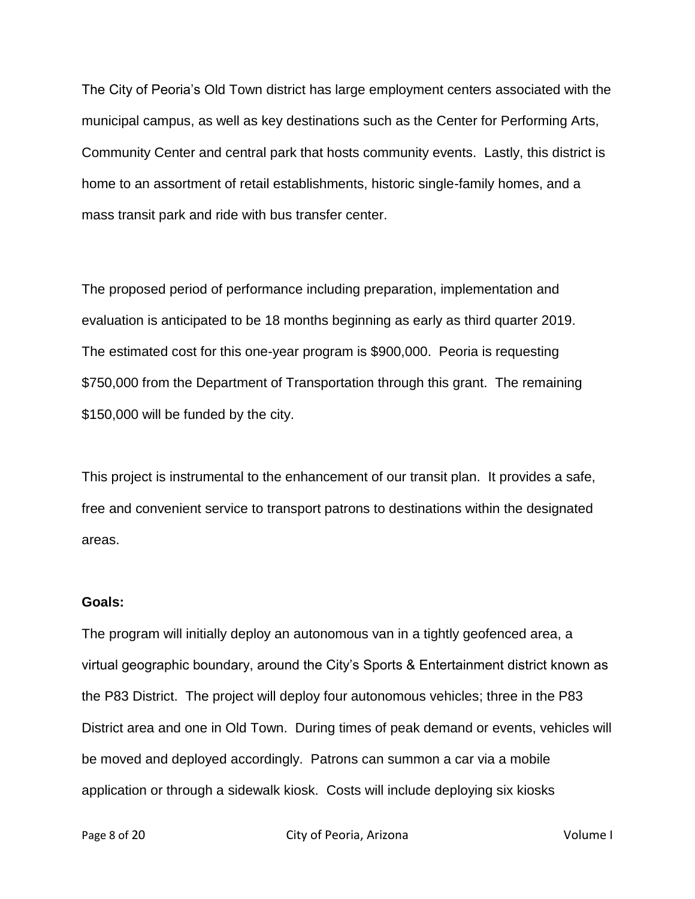The City of Peoria's Old Town district has large employment centers associated with the municipal campus, as well as key destinations such as the Center for Performing Arts, Community Center and central park that hosts community events. Lastly, this district is home to an assortment of retail establishments, historic single-family homes, and a mass transit park and ride with bus transfer center.

The proposed period of performance including preparation, implementation and evaluation is anticipated to be 18 months beginning as early as third quarter 2019. The estimated cost for this one-year program is $900,000. Peoria is requesting $750,000 from the Department of Transportation through this grant. The remaining $150,000 will be funded by the city.

This project is instrumental to the enhancement of our transit plan. It provides a safe, free and convenient service to transport patrons to destinations within the designated areas.

**Goals:**

The program will initially deploy an autonomous van in a tightly geofenced area, a virtual geographic boundary, around the City's Sports & Entertainment district known as the P83 District. The project will deploy four autonomous vehicles; three in the P83 District area and one in Old Town. During times of peak demand or events, vehicles will be moved and deployed accordingly. Patrons can summon a car via a mobile application or through a sidewalk kiosk. Costs will include deploying six kiosks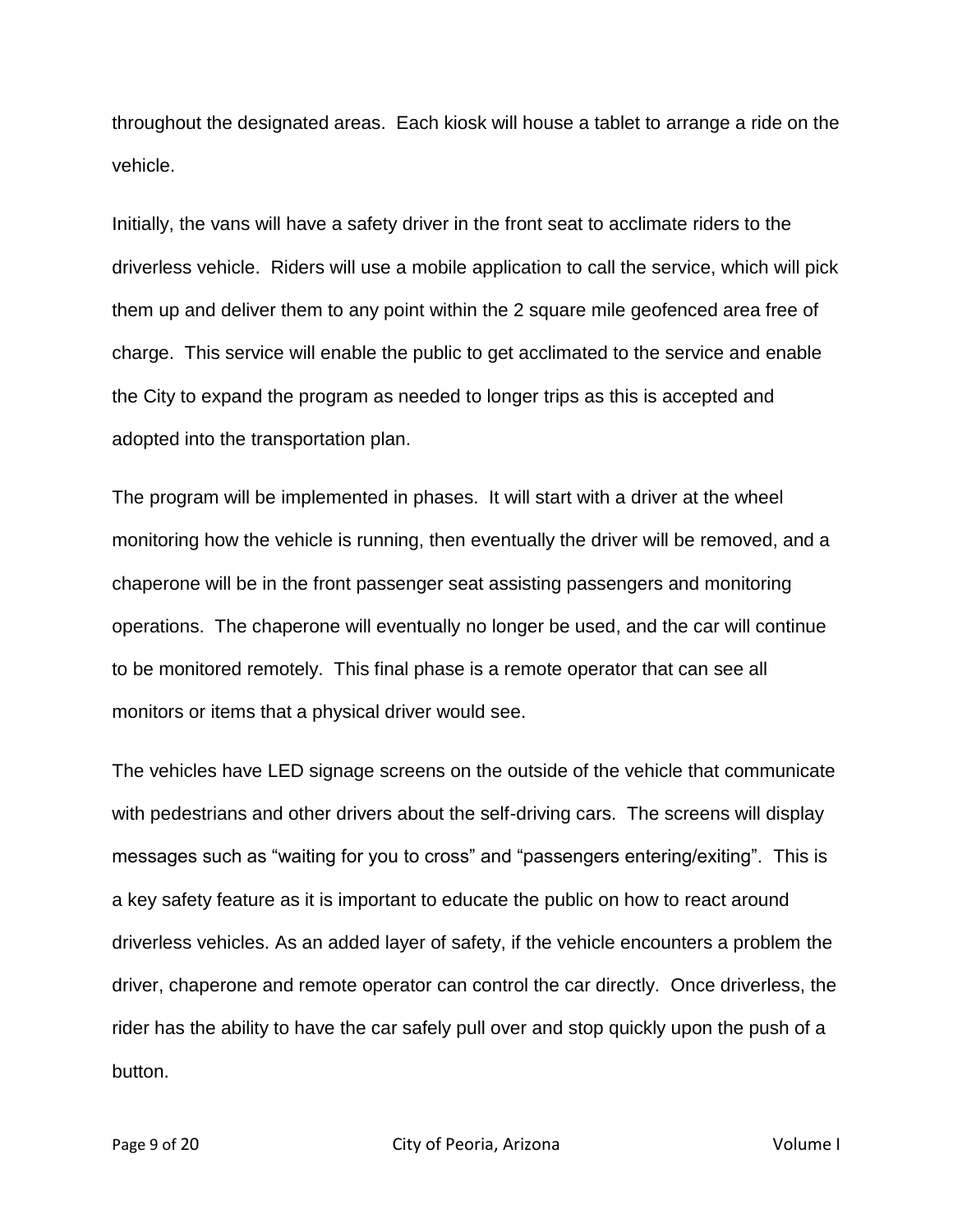throughout the designated areas. Each kiosk will house a tablet to arrange a ride on the vehicle.

Initially, the vans will have a safety driver in the front seat to acclimate riders to the driverless vehicle. Riders will use a mobile application to call the service, which will pick them up and deliver them to any point within the 2 square mile geofenced area free of charge. This service will enable the public to get acclimated to the service and enable the City to expand the program as needed to longer trips as this is accepted and adopted into the transportation plan.

The program will be implemented in phases. It will start with a driver at the wheel monitoring how the vehicle is running, then eventually the driver will be removed, and a chaperone will be in the front passenger seat assisting passengers and monitoring operations. The chaperone will eventually no longer be used, and the car will continue to be monitored remotely. This final phase is a remote operator that can see all monitors or items that a physical driver would see.

The vehicles have LED signage screens on the outside of the vehicle that communicate with pedestrians and other drivers about the self-driving cars. The screens will display messages such as "waiting for you to cross" and "passengers entering/exiting". This is a key safety feature as it is important to educate the public on how to react around driverless vehicles. As an added layer of safety, if the vehicle encounters a problem the driver, chaperone and remote operator can control the car directly. Once driverless, the rider has the ability to have the car safely pull over and stop quickly upon the push of a button.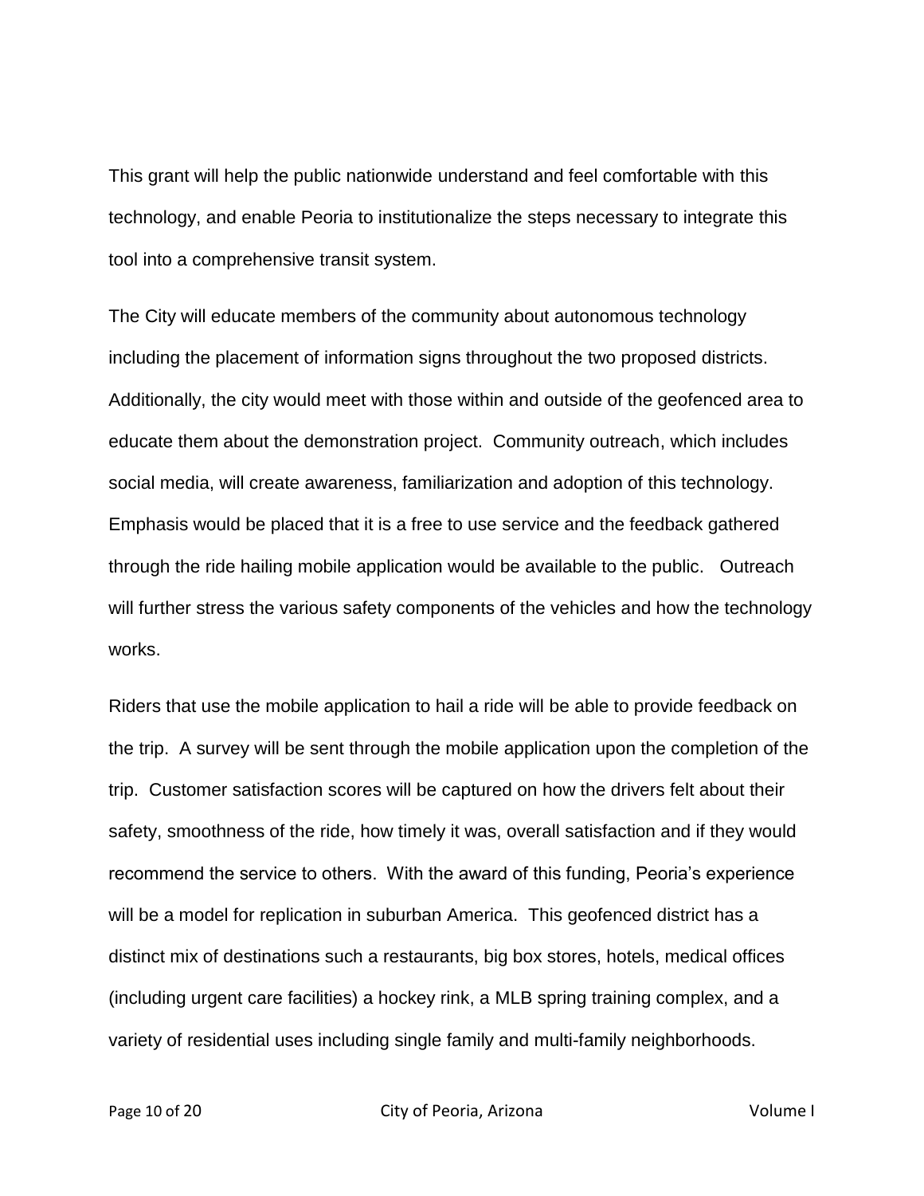This grant will help the public nationwide understand and feel comfortable with this technology, and enable Peoria to institutionalize the steps necessary to integrate this tool into a comprehensive transit system.

The City will educate members of the community about autonomous technology including the placement of information signs throughout the two proposed districts. Additionally, the city would meet with those within and outside of the geofenced area to educate them about the demonstration project. Community outreach, which includes social media, will create awareness, familiarization and adoption of this technology. Emphasis would be placed that it is a free to use service and the feedback gathered through the ride hailing mobile application would be available to the public. Outreach will further stress the various safety components of the vehicles and how the technology works.

Riders that use the mobile application to hail a ride will be able to provide feedback on the trip. A survey will be sent through the mobile application upon the completion of the trip. Customer satisfaction scores will be captured on how the drivers felt about their safety, smoothness of the ride, how timely it was, overall satisfaction and if they would recommend the service to others. With the award of this funding, Peoria's experience will be a model for replication in suburban America. This geofenced district has a distinct mix of destinations such a restaurants, big box stores, hotels, medical offices (including urgent care facilities) a hockey rink, a MLB spring training complex, and a variety of residential uses including single family and multi-family neighborhoods.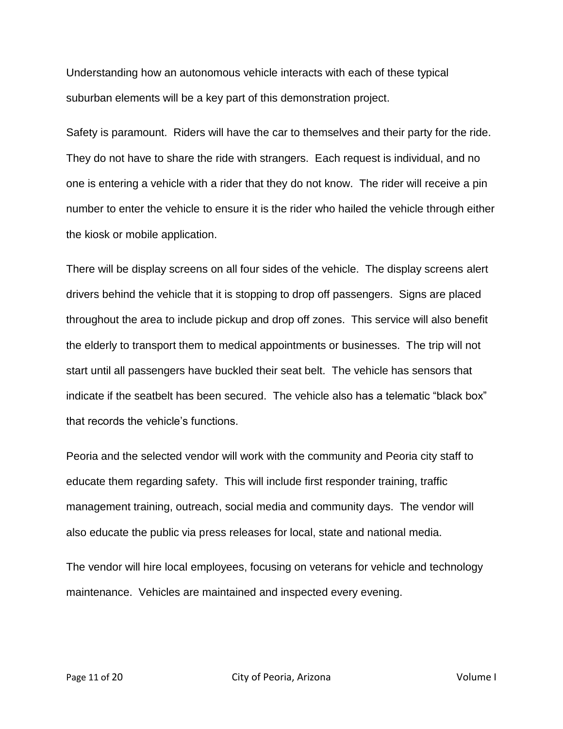Understanding how an autonomous vehicle interacts with each of these typical suburban elements will be a key part of this demonstration project.

Safety is paramount. Riders will have the car to themselves and their party for the ride. They do not have to share the ride with strangers. Each request is individual, and no one is entering a vehicle with a rider that they do not know. The rider will receive a pin number to enter the vehicle to ensure it is the rider who hailed the vehicle through either the kiosk or mobile application.

There will be display screens on all four sides of the vehicle. The display screens alert drivers behind the vehicle that it is stopping to drop off passengers. Signs are placed throughout the area to include pickup and drop off zones. This service will also benefit the elderly to transport them to medical appointments or businesses. The trip will not start until all passengers have buckled their seat belt. The vehicle has sensors that indicate if the seatbelt has been secured. The vehicle also has a telematic "black box" that records the vehicle's functions.

Peoria and the selected vendor will work with the community and Peoria city staff to educate them regarding safety. This will include first responder training, traffic management training, outreach, social media and community days. The vendor will also educate the public via press releases for local, state and national media.

The vendor will hire local employees, focusing on veterans for vehicle and technology maintenance. Vehicles are maintained and inspected every evening.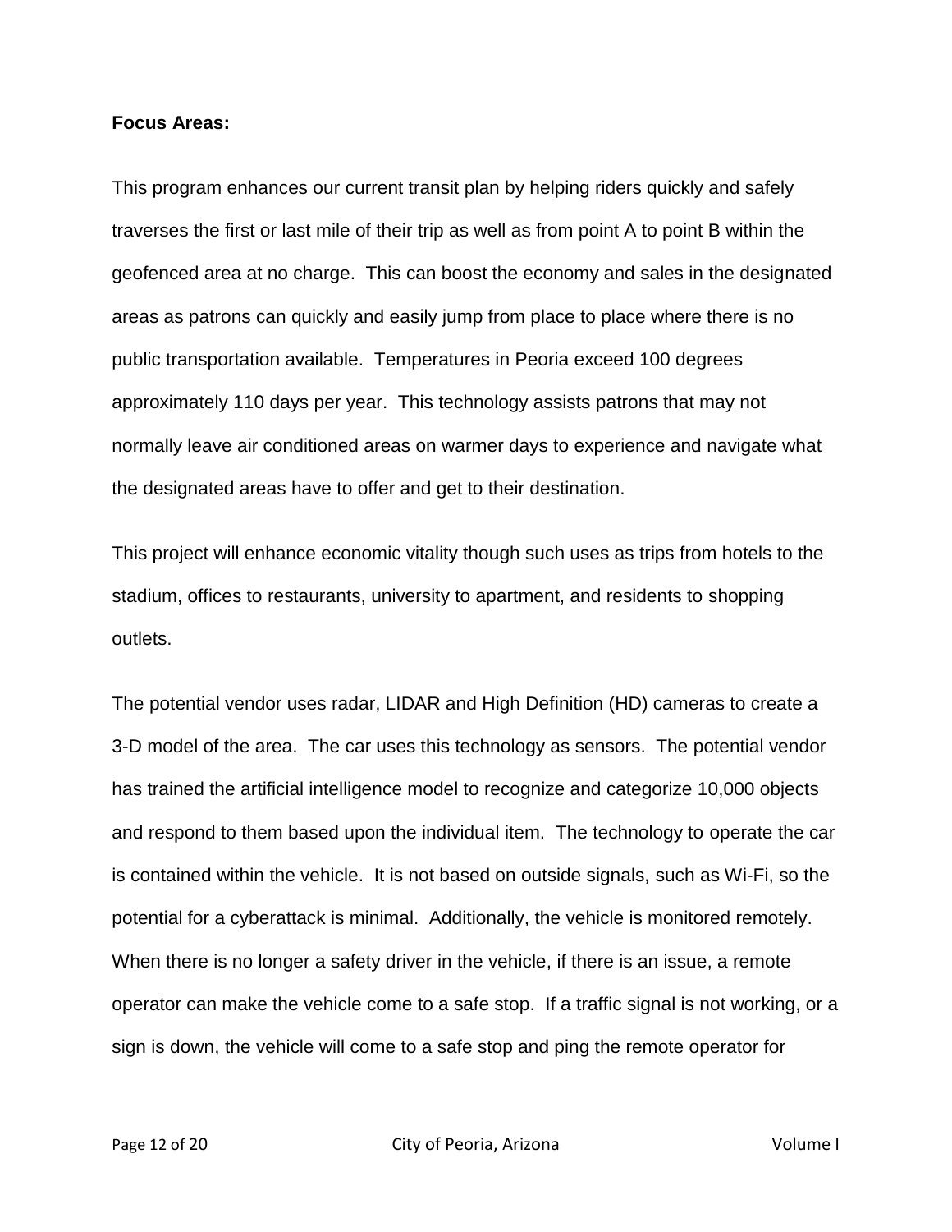**Focus Areas:**

This program enhances our current transit plan by helping riders quickly and safely traverses the first or last mile of their trip as well as from point A to point B within the geofenced area at no charge. This can boost the economy and sales in the designated areas as patrons can quickly and easily jump from place to place where there is no public transportation available. Temperatures in Peoria exceed 100 degrees approximately 110 days per year. This technology assists patrons that may not normally leave air conditioned areas on warmer days to experience and navigate what the designated areas have to offer and get to their destination.

This project will enhance economic vitality though such uses as trips from hotels to the stadium, offices to restaurants, university to apartment, and residents to shopping outlets.

The potential vendor uses radar, LIDAR and High Definition (HD) cameras to create a 3-D model of the area. The car uses this technology as sensors. The potential vendor has trained the artificial intelligence model to recognize and categorize 10,000 objects and respond to them based upon the individual item. The technology to operate the car is contained within the vehicle. It is not based on outside signals, such as Wi-Fi, so the potential for a cyberattack is minimal. Additionally, the vehicle is monitored remotely. When there is no longer a safety driver in the vehicle, if there is an issue, a remote operator can make the vehicle come to a safe stop. If a traffic signal is not working, or a sign is down, the vehicle will come to a safe stop and ping the remote operator for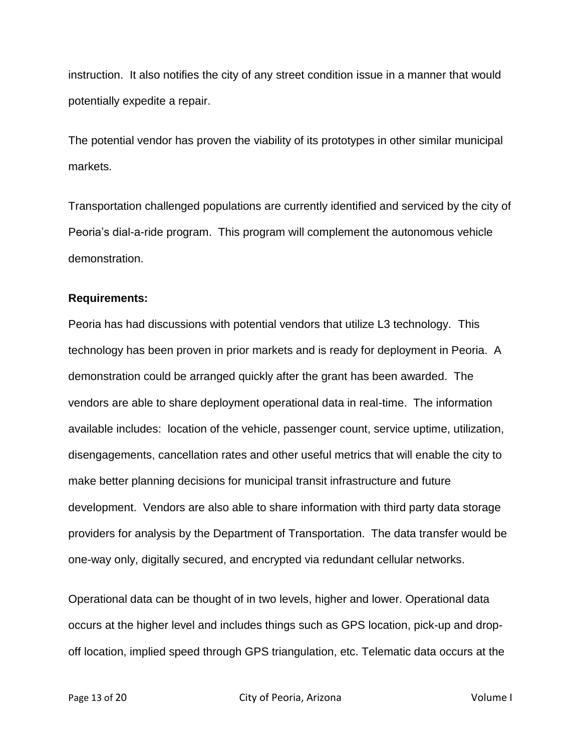instruction.  It also notifies the city of any street condition issue in a manner that would potentially expedite a repair.

The potential vendor has proven the viability of its prototypes in other similar municipal markets.

Transportation challenged populations are currently identified and serviced by the city of Peoria's dial-a-ride program.  This program will complement the autonomous vehicle demonstration.

**Requirements:**

Peoria has had discussions with potential vendors that utilize L3 technology.  This technology has been proven in prior markets and is ready for deployment in Peoria.  A demonstration could be arranged quickly after the grant has been awarded.  The vendors are able to share deployment operational data in real-time.  The information available includes:  location of the vehicle, passenger count, service uptime, utilization, disengagements, cancellation rates and other useful metrics that will enable the city to make better planning decisions for municipal transit infrastructure and future development.  Vendors are also able to share information with third party data storage providers for analysis by the Department of Transportation.  The data transfer would be one-way only, digitally secured, and encrypted via redundant cellular networks.

Operational data can be thought of in two levels, higher and lower. Operational data occurs at the higher level and includes things such as GPS location, pick-up and drop-off location, implied speed through GPS triangulation, etc. Telematic data occurs at the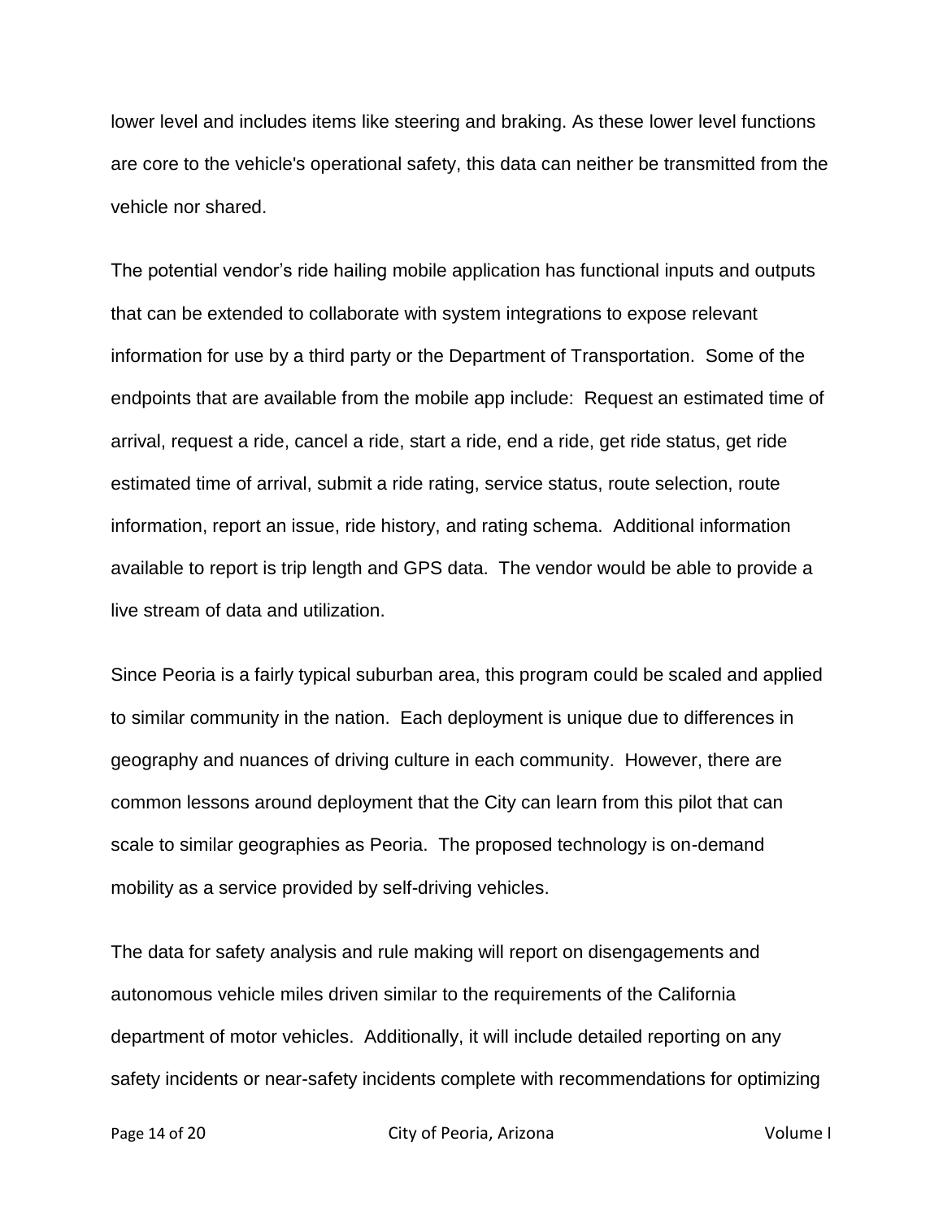lower level and includes items like steering and braking. As these lower level functions are core to the vehicle's operational safety, this data can neither be transmitted from the vehicle nor shared.

The potential vendor's ride hailing mobile application has functional inputs and outputs that can be extended to collaborate with system integrations to expose relevant information for use by a third party or the Department of Transportation. Some of the endpoints that are available from the mobile app include: Request an estimated time of arrival, request a ride, cancel a ride, start a ride, end a ride, get ride status, get ride estimated time of arrival, submit a ride rating, service status, route selection, route information, report an issue, ride history, and rating schema. Additional information available to report is trip length and GPS data. The vendor would be able to provide a live stream of data and utilization.

Since Peoria is a fairly typical suburban area, this program could be scaled and applied to similar community in the nation. Each deployment is unique due to differences in geography and nuances of driving culture in each community. However, there are common lessons around deployment that the City can learn from this pilot that can scale to similar geographies as Peoria. The proposed technology is on-demand mobility as a service provided by self-driving vehicles.

The data for safety analysis and rule making will report on disengagements and autonomous vehicle miles driven similar to the requirements of the California department of motor vehicles. Additionally, it will include detailed reporting on any safety incidents or near-safety incidents complete with recommendations for optimizing